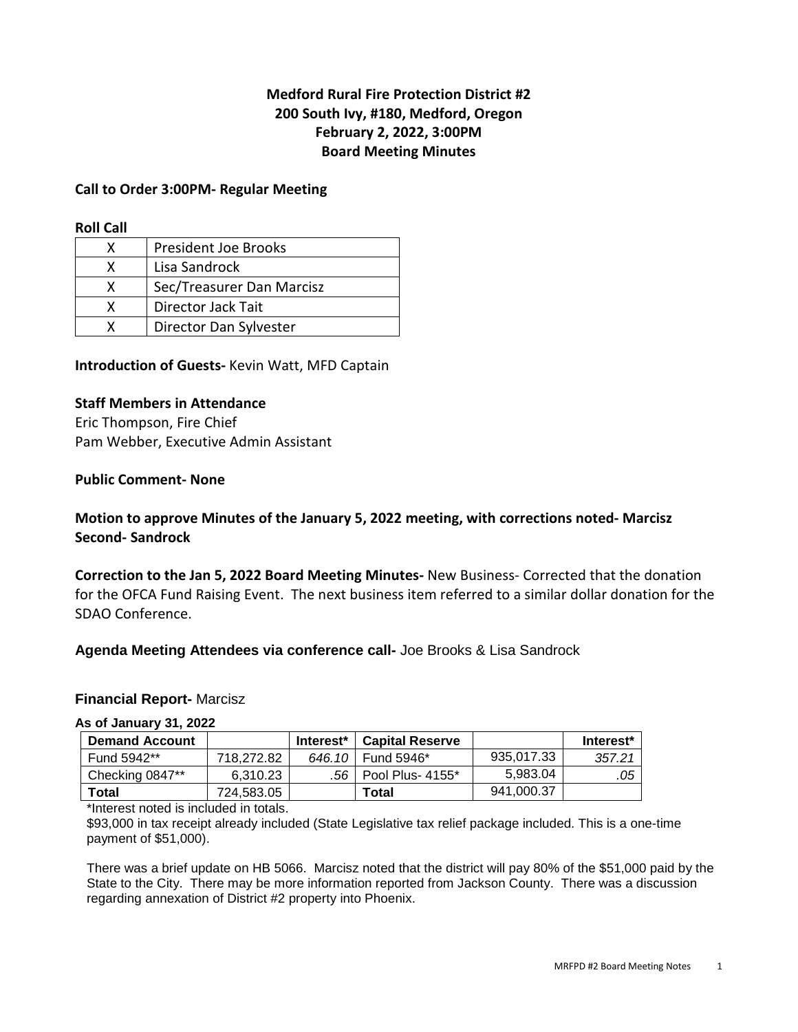# Medford Rural Fire Protection District #2
## 200 South Ivy, #180, Medford, Oregon
## February 2, 2022, 3:00PM
## Board Meeting Minutes

**Call to Order 3:00PM- Regular Meeting**

**Roll Call**

| | |
|---|---|
| X | President Joe Brooks |
| X | Lisa Sandrock |
| X | Sec/Treasurer Dan Marcisz |
| X | Director Jack Tait |
| X | Director Dan Sylvester |

**Introduction of Guests-** Kevin Watt, MFD Captain

**Staff Members in Attendance**
Eric Thompson, Fire Chief
Pam Webber, Executive Admin Assistant

**Public Comment- None**

**Motion to approve Minutes of the January 5, 2022 meeting, with corrections noted- Marcisz Second- Sandrock**

**Correction to the Jan 5, 2022 Board Meeting Minutes-** New Business- Corrected that the donation for the OFCA Fund Raising Event. The next business item referred to a similar dollar donation for the SDAO Conference.

**Agenda Meeting Attendees via conference call-** Joe Brooks & Lisa Sandrock

**Financial Report-** Marcisz

**As of January 31, 2022**

| Demand Account | | Interest* | Capital Reserve | | Interest* |
|---|---|---|---|---|---|
| Fund 5942** | 718,272.82 | *646.10* | Fund 5946* | 935,017.33 | *357.21* |
| Checking 0847** | 6,310.23 | *.56* | Pool Plus- 4155* | 5,983.04 | *.05* |
| **Total** | 724,583.05 | | **Total** | 941,000.37 | |

*Interest noted is included in totals.

$93,000 in tax receipt already included (State Legislative tax relief package included. This is a one-time payment of $51,000).

There was a brief update on HB 5066. Marcisz noted that the district will pay 80% of the $51,000 paid by the State to the City. There may be more information reported from Jackson County. There was a discussion regarding annexation of District #2 property into Phoenix.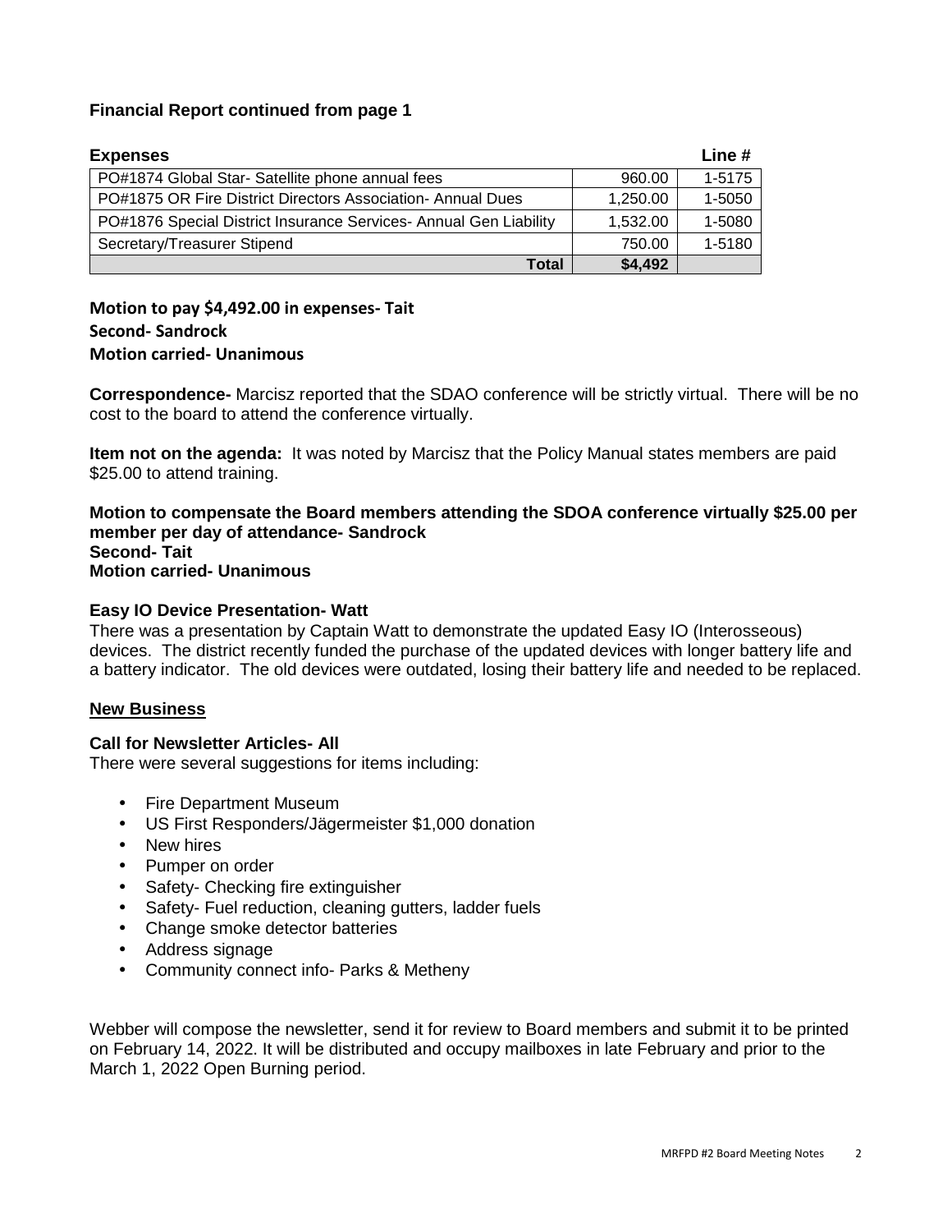**Financial Report continued from page 1**

| Expenses | | Line # |
|---|---|---|
| PO#1874 Global Star- Satellite phone annual fees | 960.00 | 1-5175 |
| PO#1875 OR Fire District Directors Association- Annual Dues | 1,250.00 | 1-5050 |
| PO#1876 Special District Insurance Services- Annual Gen Liability | 1,532.00 | 1-5080 |
| Secretary/Treasurer Stipend | 750.00 | 1-5180 |
| **Total** | **$4,492** | |

**Motion to pay $4,492.00 in expenses- Tait**
**Second- Sandrock**
**Motion carried- Unanimous**

**Correspondence-** Marcisz reported that the SDAO conference will be strictly virtual. There will be no cost to the board to attend the conference virtually.

**Item not on the agenda:** It was noted by Marcisz that the Policy Manual states members are paid $25.00 to attend training.

**Motion to compensate the Board members attending the SDOA conference virtually $25.00 per member per day of attendance- Sandrock**
**Second- Tait**
**Motion carried- Unanimous**

**Easy IO Device Presentation- Watt**

There was a presentation by Captain Watt to demonstrate the updated Easy IO (Interosseous) devices. The district recently funded the purchase of the updated devices with longer battery life and a battery indicator. The old devices were outdated, losing their battery life and needed to be replaced.

## New Business

**Call for Newsletter Articles- All**

There were several suggestions for items including:

- Fire Department Museum
- US First Responders/Jägermeister $1,000 donation
- New hires
- Pumper on order
- Safety- Checking fire extinguisher
- Safety- Fuel reduction, cleaning gutters, ladder fuels
- Change smoke detector batteries
- Address signage
- Community connect info- Parks & Metheny

Webber will compose the newsletter, send it for review to Board members and submit it to be printed on February 14, 2022. It will be distributed and occupy mailboxes in late February and prior to the March 1, 2022 Open Burning period.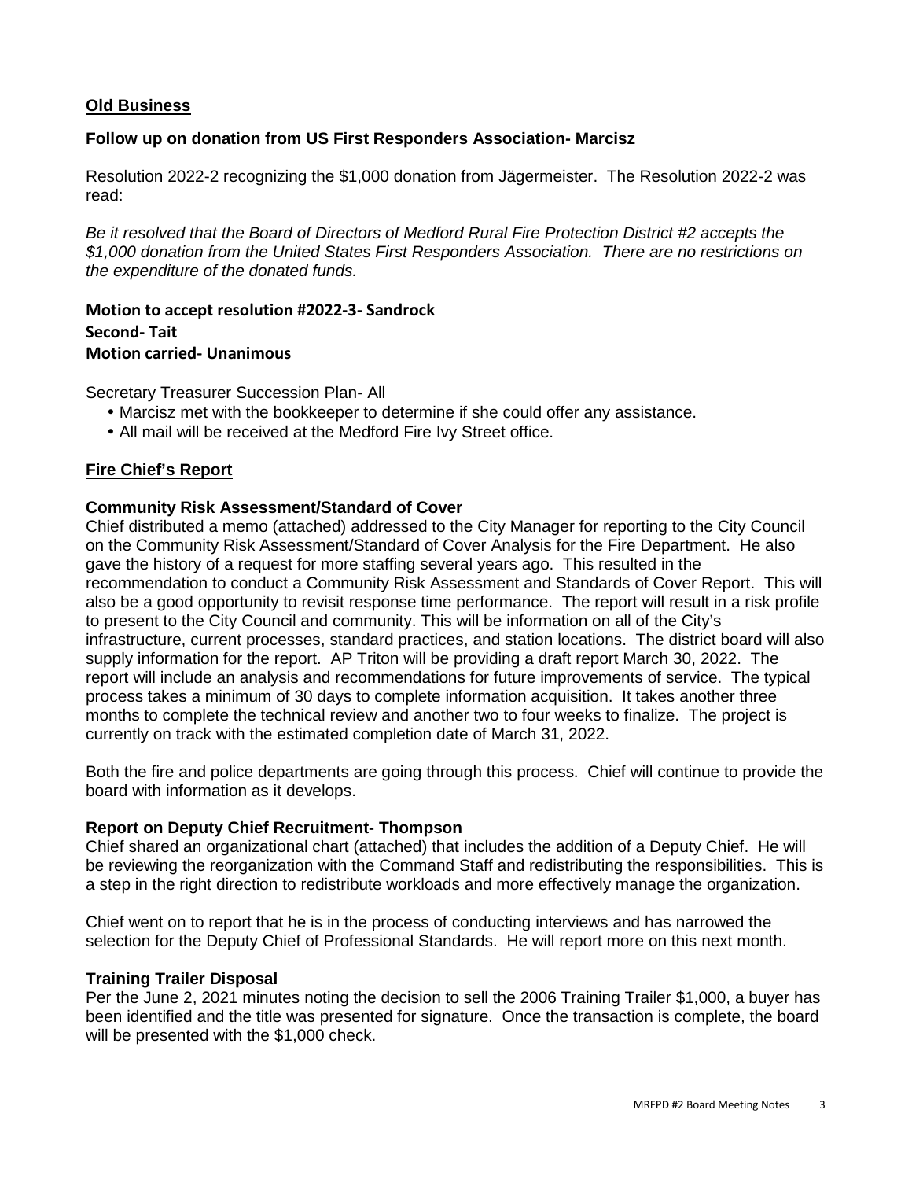## Old Business

### Follow up on donation from US First Responders Association- Marcisz

Resolution 2022-2 recognizing the $1,000 donation from Jägermeister. The Resolution 2022-2 was read:

*Be it resolved that the Board of Directors of Medford Rural Fire Protection District #2 accepts the $1,000 donation from the United States First Responders Association. There are no restrictions on the expenditure of the donated funds.*

**Motion to accept resolution #2022-3- Sandrock**
**Second- Tait**
**Motion carried- Unanimous**

Secretary Treasurer Succession Plan- All

- Marcisz met with the bookkeeper to determine if she could offer any assistance.
- All mail will be received at the Medford Fire Ivy Street office.

## Fire Chief's Report

### Community Risk Assessment/Standard of Cover

Chief distributed a memo (attached) addressed to the City Manager for reporting to the City Council on the Community Risk Assessment/Standard of Cover Analysis for the Fire Department. He also gave the history of a request for more staffing several years ago. This resulted in the recommendation to conduct a Community Risk Assessment and Standards of Cover Report. This will also be a good opportunity to revisit response time performance. The report will result in a risk profile to present to the City Council and community. This will be information on all of the City's infrastructure, current processes, standard practices, and station locations. The district board will also supply information for the report. AP Triton will be providing a draft report March 30, 2022. The report will include an analysis and recommendations for future improvements of service. The typical process takes a minimum of 30 days to complete information acquisition. It takes another three months to complete the technical review and another two to four weeks to finalize. The project is currently on track with the estimated completion date of March 31, 2022.

Both the fire and police departments are going through this process. Chief will continue to provide the board with information as it develops.

### Report on Deputy Chief Recruitment- Thompson

Chief shared an organizational chart (attached) that includes the addition of a Deputy Chief. He will be reviewing the reorganization with the Command Staff and redistributing the responsibilities. This is a step in the right direction to redistribute workloads and more effectively manage the organization.

Chief went on to report that he is in the process of conducting interviews and has narrowed the selection for the Deputy Chief of Professional Standards. He will report more on this next month.

### Training Trailer Disposal

Per the June 2, 2021 minutes noting the decision to sell the 2006 Training Trailer $1,000, a buyer has been identified and the title was presented for signature. Once the transaction is complete, the board will be presented with the $1,000 check.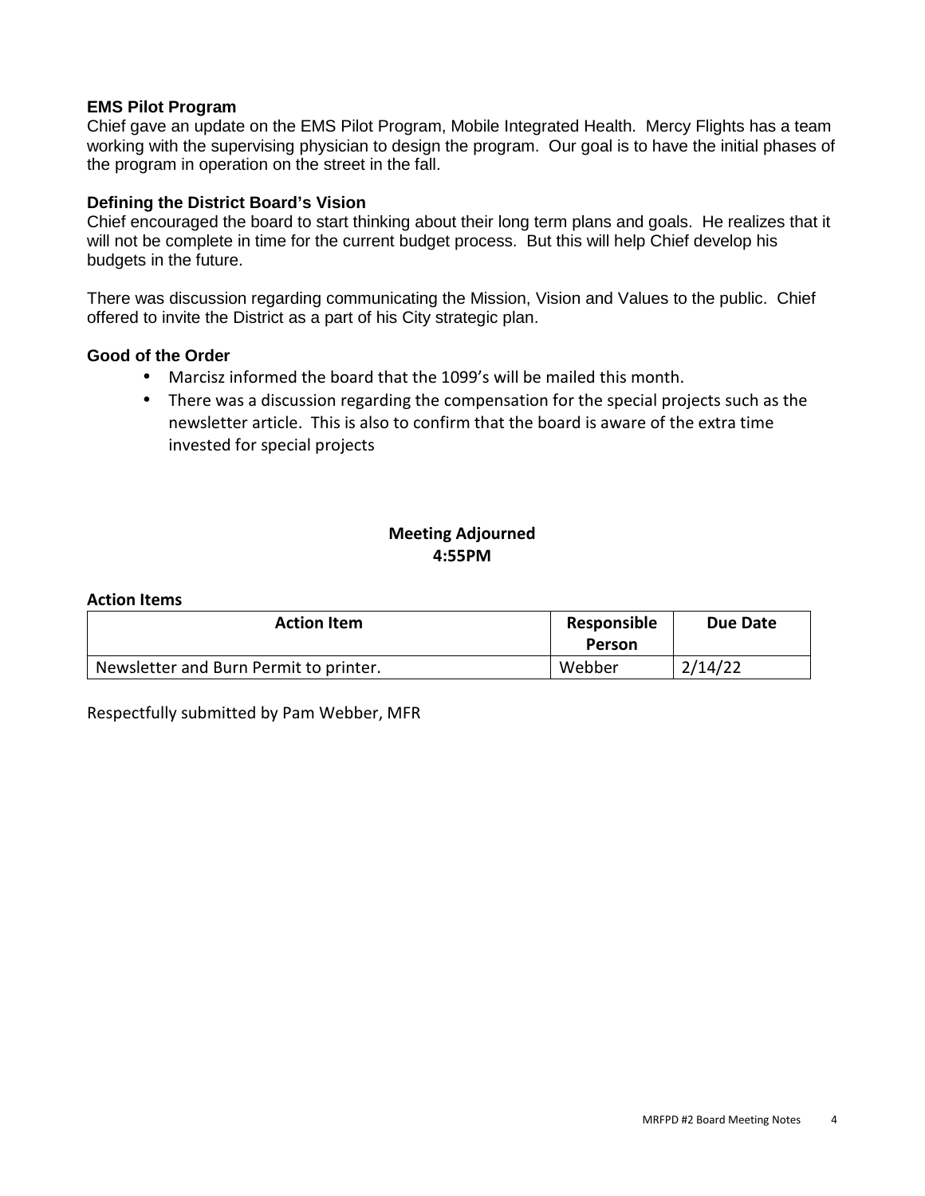### EMS Pilot Program

Chief gave an update on the EMS Pilot Program, Mobile Integrated Health. Mercy Flights has a team working with the supervising physician to design the program. Our goal is to have the initial phases of the program in operation on the street in the fall.

### Defining the District Board's Vision

Chief encouraged the board to start thinking about their long term plans and goals. He realizes that it will not be complete in time for the current budget process. But this will help Chief develop his budgets in the future.

There was discussion regarding communicating the Mission, Vision and Values to the public. Chief offered to invite the District as a part of his City strategic plan.

### Good of the Order

- Marcisz informed the board that the 1099's will be mailed this month.
- There was a discussion regarding the compensation for the special projects such as the newsletter article. This is also to confirm that the board is aware of the extra time invested for special projects

**Meeting Adjourned**
**4:55PM**

**Action Items**

| Action Item | Responsible Person | Due Date |
|---|---|---|
| Newsletter and Burn Permit to printer. | Webber | 2/14/22 |

Respectfully submitted by Pam Webber, MFR